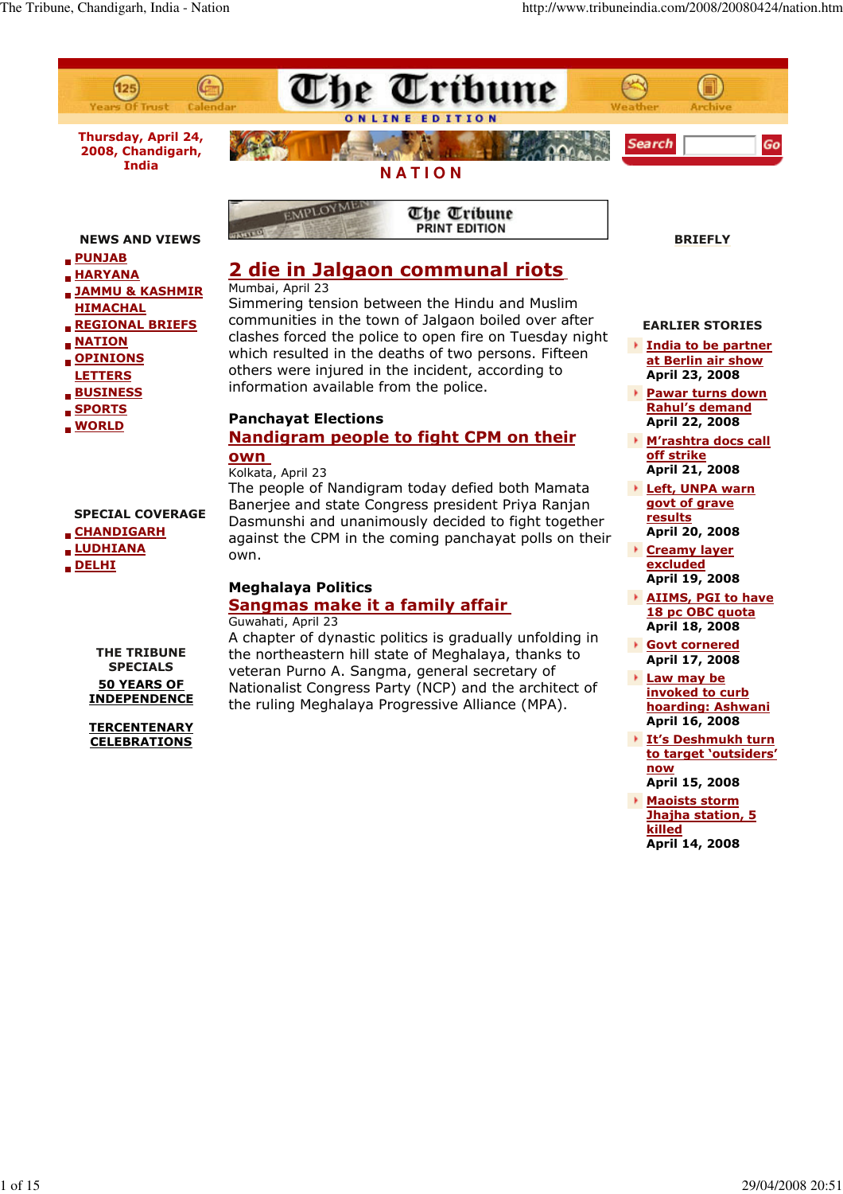# The Tribune

ONLINE EDITION

Years Of Trust | Calendar | Weather | Archive

Thursday, April 24, 2008, Chandigarh, India

## NATION

The Tribune PRINT EDITION

**NEWS AND VIEWS**

- PUNJAB
- HARYANA
- JAMMU & KASHMIR
- HIMACHAL
- REGIONAL BRIEFS
- NATION
- OPINIONS
- LETTERS
- BUSINESS
- SPORTS
- WORLD

**SPECIAL COVERAGE**

- CHANDIGARH
- LUDHIANA
- DELHI

**THE TRIBUNE SPECIALS**

50 YEARS OF INDEPENDENCE

TERCENTENARY CELEBRATIONS

## 2 die in Jalgaon communal riots

Mumbai, April 23

Simmering tension between the Hindu and Muslim communities in the town of Jalgaon boiled over after clashes forced the police to open fire on Tuesday night which resulted in the deaths of two persons. Fifteen others were injured in the incident, according to information available from the police.

**Panchayat Elections**

## Nandigram people to fight CPM on their own

Kolkata, April 23

The people of Nandigram today defied both Mamata Banerjee and state Congress president Priya Ranjan Dasmunshi and unanimously decided to fight together against the CPM in the coming panchayat polls on their own.

**Meghalaya Politics**

## Sangmas make it a family affair

Guwahati, April 23

A chapter of dynastic politics is gradually unfolding in the northeastern hill state of Meghalaya, thanks to veteran Purno A. Sangma, general secretary of Nationalist Congress Party (NCP) and the architect of the ruling Meghalaya Progressive Alliance (MPA).

**BRIEFLY**

**EARLIER STORIES**

- India to be partner at Berlin air show
  April 23, 2008
- Pawar turns down Rahul's demand
  April 22, 2008
- M'rashtra docs call off strike
  April 21, 2008
- Left, UNPA warn govt of grave results
  April 20, 2008
- Creamy layer excluded
  April 19, 2008
- AIIMS, PGI to have 18 pc OBC quota
  April 18, 2008
- Govt cornered
  April 17, 2008
- Law may be invoked to curb hoarding: Ashwani
  April 16, 2008
- It's Deshmukh turn to target 'outsiders' now
  April 15, 2008
- Maoists storm Jhajha station, 5 killed
  April 14, 2008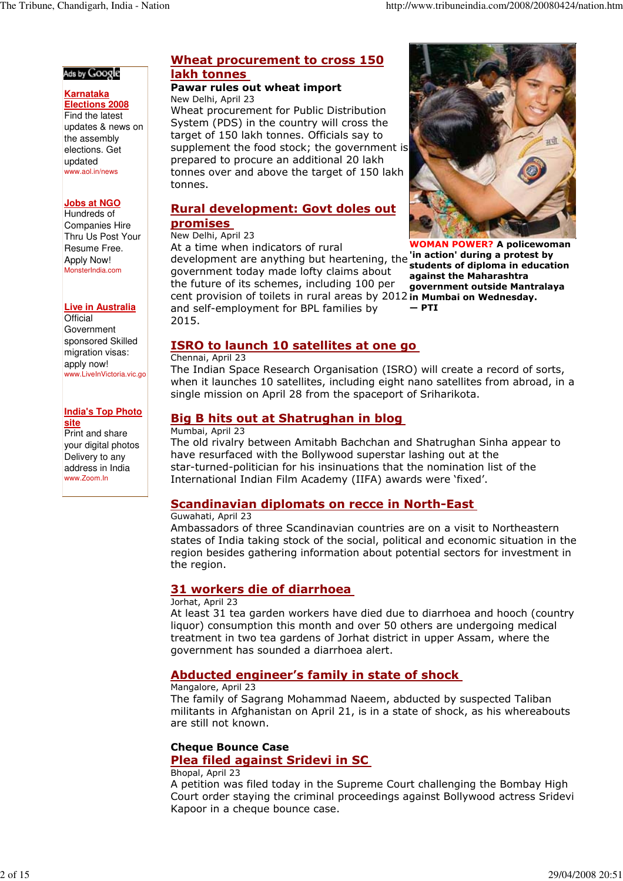Ads by Google

**Karnataka Elections 2008**
Find the latest updates & news on the assembly elections. Get updated
www.aol.in/news

**Jobs at NGO**
Hundreds of Companies Hire Thru Us Post Your Resume Free. Apply Now!
MonsterIndia.com

**Live in Australia**
Official Government sponsored Skilled migration visas: apply now!
www.LiveInVictoria.vic.go

**India's Top Photo site**
Print and share your digital photos Delivery to any address in India
www.Zoom.In

## Wheat procurement to cross 150 lakh tonnes

**Pawar rules out wheat import**

New Delhi, April 23

Wheat procurement for Public Distribution System (PDS) in the country will cross the target of 150 lakh tonnes. Officials say to supplement the food stock; the government is prepared to procure an additional 20 lakh tonnes over and above the target of 150 lakh tonnes.

**WOMAN POWER?** **A policewoman 'in action' during a protest by students of diploma in education against the Maharashtra government outside Mantralaya in Mumbai on Wednesday. — PTI**

## Rural development: Govt doles out promises

New Delhi, April 23

At a time when indicators of rural development are anything but heartening, the government today made lofty claims about the future of its schemes, including 100 per cent provision of toilets in rural areas by 2012 and self-employment for BPL families by 2015.

## ISRO to launch 10 satellites at one go

Chennai, April 23

The Indian Space Research Organisation (ISRO) will create a record of sorts, when it launches 10 satellites, including eight nano satellites from abroad, in a single mission on April 28 from the spaceport of Sriharikota.

## Big B hits out at Shatrughan in blog

Mumbai, April 23

The old rivalry between Amitabh Bachchan and Shatrughan Sinha appear to have resurfaced with the Bollywood superstar lashing out at the star-turned-politician for his insinuations that the nomination list of the International Indian Film Academy (IIFA) awards were 'fixed'.

## Scandinavian diplomats on recce in North-East

Guwahati, April 23

Ambassadors of three Scandinavian countries are on a visit to Northeastern states of India taking stock of the social, political and economic situation in the region besides gathering information about potential sectors for investment in the region.

## 31 workers die of diarrhoea

Jorhat, April 23

At least 31 tea garden workers have died due to diarrhoea and hooch (country liquor) consumption this month and over 50 others are undergoing medical treatment in two tea gardens of Jorhat district in upper Assam, where the government has sounded a diarrhoea alert.

## Abducted engineer's family in state of shock

Mangalore, April 23

The family of Sagrang Mohammad Naeem, abducted by suspected Taliban militants in Afghanistan on April 21, is in a state of shock, as his whereabouts are still not known.

**Cheque Bounce Case**

## Plea filed against Sridevi in SC

Bhopal, April 23

A petition was filed today in the Supreme Court challenging the Bombay High Court order staying the criminal proceedings against Bollywood actress Sridevi Kapoor in a cheque bounce case.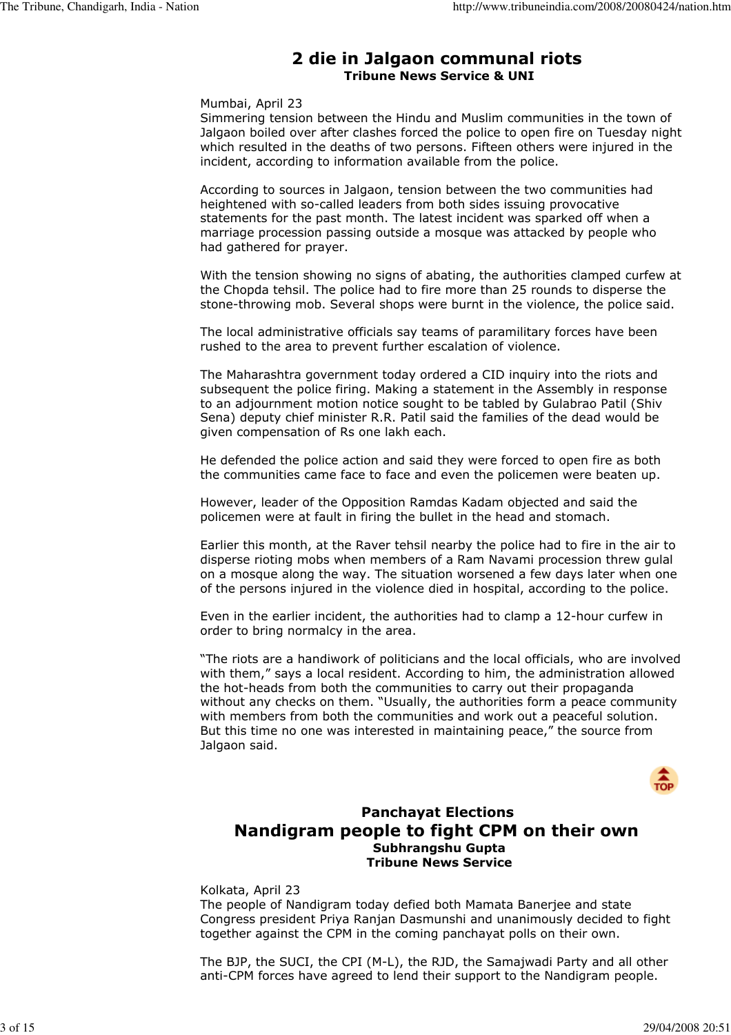# 2 die in Jalgaon communal riots

**Tribune News Service & UNI**

Mumbai, April 23
Simmering tension between the Hindu and Muslim communities in the town of Jalgaon boiled over after clashes forced the police to open fire on Tuesday night which resulted in the deaths of two persons. Fifteen others were injured in the incident, according to information available from the police.

According to sources in Jalgaon, tension between the two communities had heightened with so-called leaders from both sides issuing provocative statements for the past month. The latest incident was sparked off when a marriage procession passing outside a mosque was attacked by people who had gathered for prayer.

With the tension showing no signs of abating, the authorities clamped curfew at the Chopda tehsil. The police had to fire more than 25 rounds to disperse the stone-throwing mob. Several shops were burnt in the violence, the police said.

The local administrative officials say teams of paramilitary forces have been rushed to the area to prevent further escalation of violence.

The Maharashtra government today ordered a CID inquiry into the riots and subsequent the police firing. Making a statement in the Assembly in response to an adjournment motion notice sought to be tabled by Gulabrao Patil (Shiv Sena) deputy chief minister R.R. Patil said the families of the dead would be given compensation of Rs one lakh each.

He defended the police action and said they were forced to open fire as both the communities came face to face and even the policemen were beaten up.

However, leader of the Opposition Ramdas Kadam objected and said the policemen were at fault in firing the bullet in the head and stomach.

Earlier this month, at the Raver tehsil nearby the police had to fire in the air to disperse rioting mobs when members of a Ram Navami procession threw gulal on a mosque along the way. The situation worsened a few days later when one of the persons injured in the violence died in hospital, according to the police.

Even in the earlier incident, the authorities had to clamp a 12-hour curfew in order to bring normalcy in the area.

"The riots are a handiwork of politicians and the local officials, who are involved with them," says a local resident. According to him, the administration allowed the hot-heads from both the communities to carry out their propaganda without any checks on them. "Usually, the authorities form a peace community with members from both the communities and work out a peaceful solution. But this time no one was interested in maintaining peace," the source from Jalgaon said.

### Panchayat Elections

# Nandigram people to fight CPM on their own

**Subhrangshu Gupta**
**Tribune News Service**

Kolkata, April 23
The people of Nandigram today defied both Mamata Banerjee and state Congress president Priya Ranjan Dasmunshi and unanimously decided to fight together against the CPM in the coming panchayat polls on their own.

The BJP, the SUCI, the CPI (M-L), the RJD, the Samajwadi Party and all other anti-CPM forces have agreed to lend their support to the Nandigram people.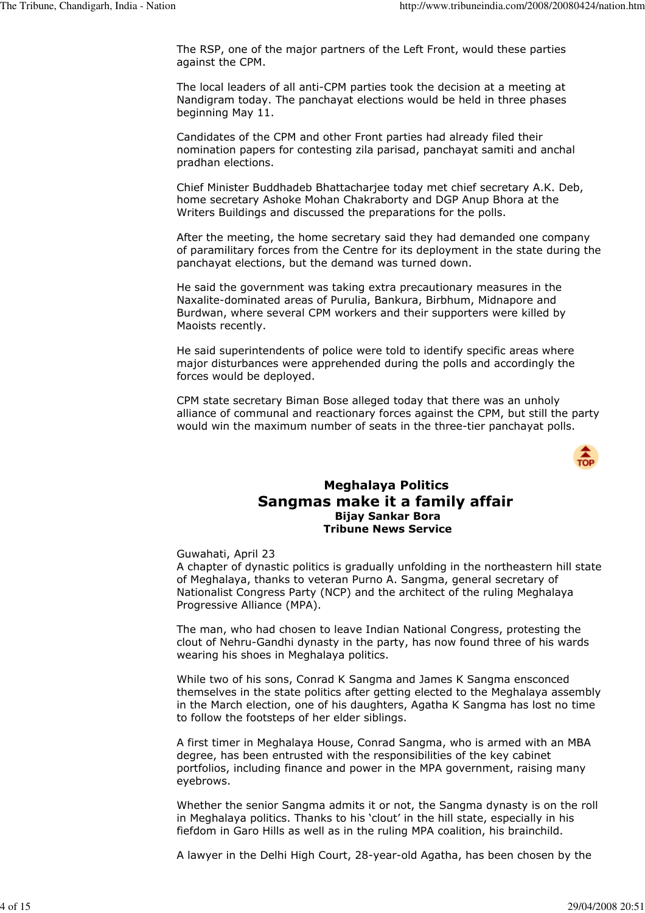The RSP, one of the major partners of the Left Front, would these parties against the CPM.

The local leaders of all anti-CPM parties took the decision at a meeting at Nandigram today. The panchayat elections would be held in three phases beginning May 11.

Candidates of the CPM and other Front parties had already filed their nomination papers for contesting zila parisad, panchayat samiti and anchal pradhan elections.

Chief Minister Buddhadeb Bhattacharjee today met chief secretary A.K. Deb, home secretary Ashoke Mohan Chakraborty and DGP Anup Bhora at the Writers Buildings and discussed the preparations for the polls.

After the meeting, the home secretary said they had demanded one company of paramilitary forces from the Centre for its deployment in the state during the panchayat elections, but the demand was turned down.

He said the government was taking extra precautionary measures in the Naxalite-dominated areas of Purulia, Bankura, Birbhum, Midnapore and Burdwan, where several CPM workers and their supporters were killed by Maoists recently.

He said superintendents of police were told to identify specific areas where major disturbances were apprehended during the polls and accordingly the forces would be deployed.

CPM state secretary Biman Bose alleged today that there was an unholy alliance of communal and reactionary forces against the CPM, but still the party would win the maximum number of seats in the three-tier panchayat polls.

**Meghalaya Politics**

## Sangmas make it a family affair

**Bijay Sankar Bora**
**Tribune News Service**

Guwahati, April 23
A chapter of dynastic politics is gradually unfolding in the northeastern hill state of Meghalaya, thanks to veteran Purno A. Sangma, general secretary of Nationalist Congress Party (NCP) and the architect of the ruling Meghalaya Progressive Alliance (MPA).

The man, who had chosen to leave Indian National Congress, protesting the clout of Nehru-Gandhi dynasty in the party, has now found three of his wards wearing his shoes in Meghalaya politics.

While two of his sons, Conrad K Sangma and James K Sangma ensconced themselves in the state politics after getting elected to the Meghalaya assembly in the March election, one of his daughters, Agatha K Sangma has lost no time to follow the footsteps of her elder siblings.

A first timer in Meghalaya House, Conrad Sangma, who is armed with an MBA degree, has been entrusted with the responsibilities of the key cabinet portfolios, including finance and power in the MPA government, raising many eyebrows.

Whether the senior Sangma admits it or not, the Sangma dynasty is on the roll in Meghalaya politics. Thanks to his 'clout' in the hill state, especially in his fiefdom in Garo Hills as well as in the ruling MPA coalition, his brainchild.

A lawyer in the Delhi High Court, 28-year-old Agatha, has been chosen by the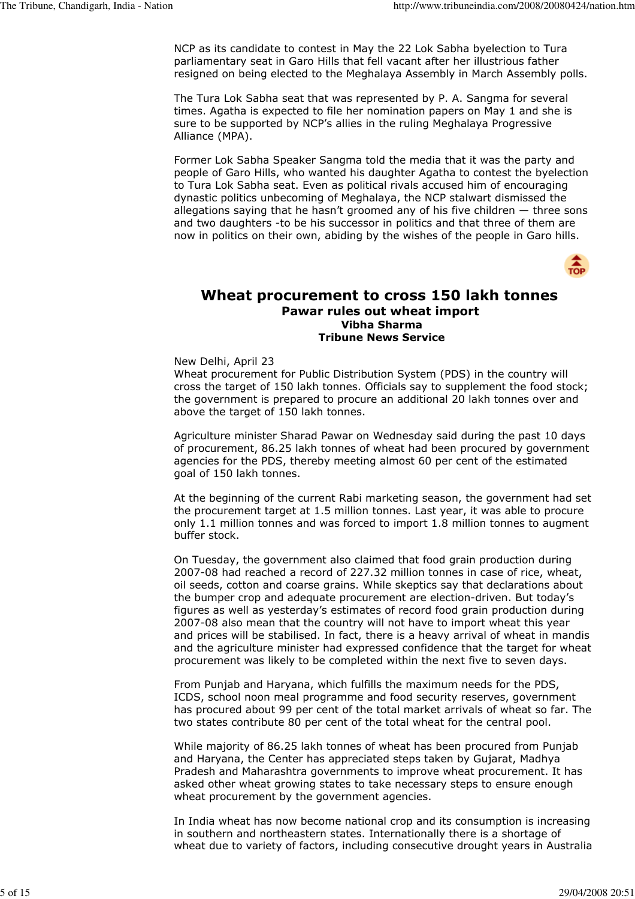NCP as its candidate to contest in May the 22 Lok Sabha byelection to Tura parliamentary seat in Garo Hills that fell vacant after her illustrious father resigned on being elected to the Meghalaya Assembly in March Assembly polls.

The Tura Lok Sabha seat that was represented by P. A. Sangma for several times. Agatha is expected to file her nomination papers on May 1 and she is sure to be supported by NCP's allies in the ruling Meghalaya Progressive Alliance (MPA).

Former Lok Sabha Speaker Sangma told the media that it was the party and people of Garo Hills, who wanted his daughter Agatha to contest the byelection to Tura Lok Sabha seat. Even as political rivals accused him of encouraging dynastic politics unbecoming of Meghalaya, the NCP stalwart dismissed the allegations saying that he hasn't groomed any of his five children — three sons and two daughters -to be his successor in politics and that three of them are now in politics on their own, abiding by the wishes of the people in Garo hills.

## Wheat procurement to cross 150 lakh tonnes

### Pawar rules out wheat import

**Vibha Sharma**
**Tribune News Service**

New Delhi, April 23
Wheat procurement for Public Distribution System (PDS) in the country will cross the target of 150 lakh tonnes. Officials say to supplement the food stock; the government is prepared to procure an additional 20 lakh tonnes over and above the target of 150 lakh tonnes.

Agriculture minister Sharad Pawar on Wednesday said during the past 10 days of procurement, 86.25 lakh tonnes of wheat had been procured by government agencies for the PDS, thereby meeting almost 60 per cent of the estimated goal of 150 lakh tonnes.

At the beginning of the current Rabi marketing season, the government had set the procurement target at 1.5 million tonnes. Last year, it was able to procure only 1.1 million tonnes and was forced to import 1.8 million tonnes to augment buffer stock.

On Tuesday, the government also claimed that food grain production during 2007-08 had reached a record of 227.32 million tonnes in case of rice, wheat, oil seeds, cotton and coarse grains. While skeptics say that declarations about the bumper crop and adequate procurement are election-driven. But today's figures as well as yesterday's estimates of record food grain production during 2007-08 also mean that the country will not have to import wheat this year and prices will be stabilised. In fact, there is a heavy arrival of wheat in mandis and the agriculture minister had expressed confidence that the target for wheat procurement was likely to be completed within the next five to seven days.

From Punjab and Haryana, which fulfills the maximum needs for the PDS, ICDS, school noon meal programme and food security reserves, government has procured about 99 per cent of the total market arrivals of wheat so far. The two states contribute 80 per cent of the total wheat for the central pool.

While majority of 86.25 lakh tonnes of wheat has been procured from Punjab and Haryana, the Center has appreciated steps taken by Gujarat, Madhya Pradesh and Maharashtra governments to improve wheat procurement. It has asked other wheat growing states to take necessary steps to ensure enough wheat procurement by the government agencies.

In India wheat has now become national crop and its consumption is increasing in southern and northeastern states. Internationally there is a shortage of wheat due to variety of factors, including consecutive drought years in Australia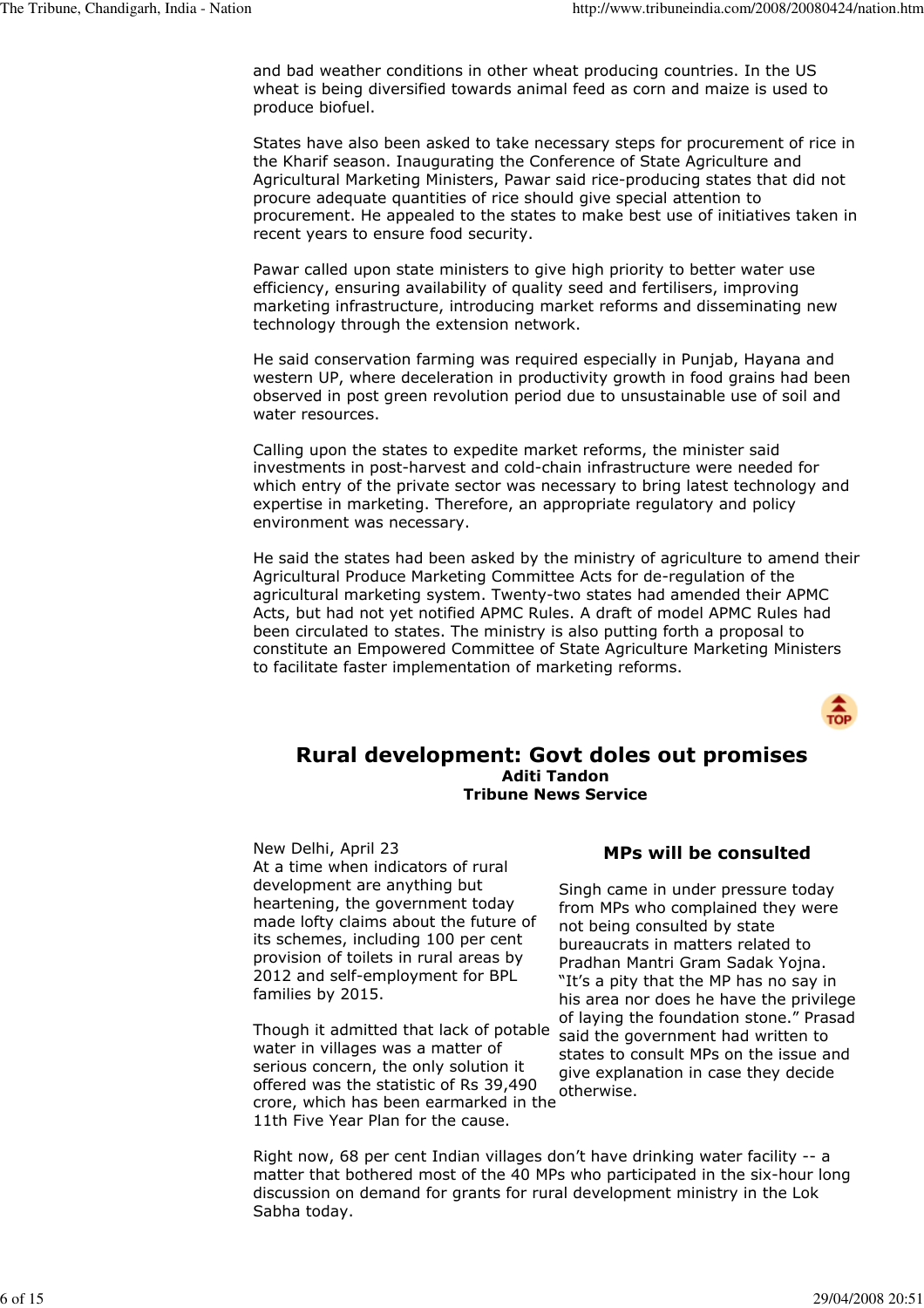and bad weather conditions in other wheat producing countries. In the US wheat is being diversified towards animal feed as corn and maize is used to produce biofuel.

States have also been asked to take necessary steps for procurement of rice in the Kharif season. Inaugurating the Conference of State Agriculture and Agricultural Marketing Ministers, Pawar said rice-producing states that did not procure adequate quantities of rice should give special attention to procurement. He appealed to the states to make best use of initiatives taken in recent years to ensure food security.

Pawar called upon state ministers to give high priority to better water use efficiency, ensuring availability of quality seed and fertilisers, improving marketing infrastructure, introducing market reforms and disseminating new technology through the extension network.

He said conservation farming was required especially in Punjab, Hayana and western UP, where deceleration in productivity growth in food grains had been observed in post green revolution period due to unsustainable use of soil and water resources.

Calling upon the states to expedite market reforms, the minister said investments in post-harvest and cold-chain infrastructure were needed for which entry of the private sector was necessary to bring latest technology and expertise in marketing. Therefore, an appropriate regulatory and policy environment was necessary.

He said the states had been asked by the ministry of agriculture to amend their Agricultural Produce Marketing Committee Acts for de-regulation of the agricultural marketing system. Twenty-two states had amended their APMC Acts, but had not yet notified APMC Rules. A draft of model APMC Rules had been circulated to states. The ministry is also putting forth a proposal to constitute an Empowered Committee of State Agriculture Marketing Ministers to facilitate faster implementation of marketing reforms.

## Rural development: Govt doles out promises

**Aditi Tandon**
**Tribune News Service**

New Delhi, April 23
At a time when indicators of rural development are anything but heartening, the government today made lofty claims about the future of its schemes, including 100 per cent provision of toilets in rural areas by 2012 and self-employment for BPL families by 2015.

Though it admitted that lack of potable water in villages was a matter of serious concern, the only solution it offered was the statistic of Rs 39,490 crore, which has been earmarked in the 11th Five Year Plan for the cause.

### MPs will be consulted

Singh came in under pressure today from MPs who complained they were not being consulted by state bureaucrats in matters related to Pradhan Mantri Gram Sadak Yojna. "It's a pity that the MP has no say in his area nor does he have the privilege of laying the foundation stone." Prasad said the government had written to states to consult MPs on the issue and give explanation in case they decide otherwise.

Right now, 68 per cent Indian villages don't have drinking water facility -- a matter that bothered most of the 40 MPs who participated in the six-hour long discussion on demand for grants for rural development ministry in the Lok Sabha today.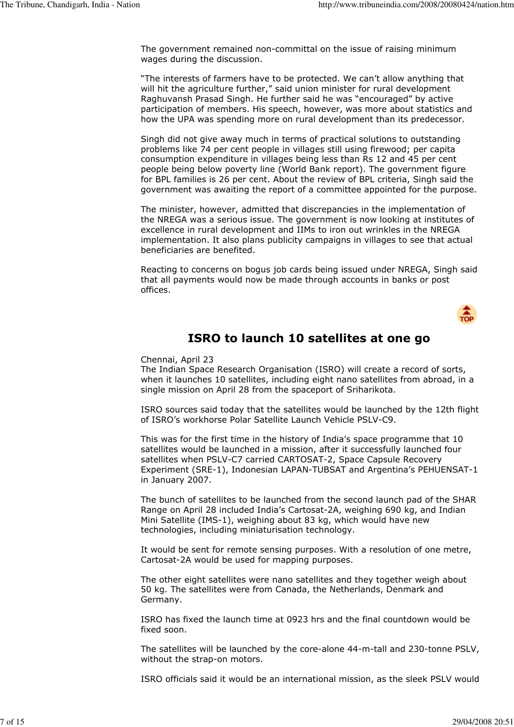The government remained non-committal on the issue of raising minimum wages during the discussion.

"The interests of farmers have to be protected. We can't allow anything that will hit the agriculture further," said union minister for rural development Raghuvansh Prasad Singh. He further said he was "encouraged" by active participation of members. His speech, however, was more about statistics and how the UPA was spending more on rural development than its predecessor.

Singh did not give away much in terms of practical solutions to outstanding problems like 74 per cent people in villages still using firewood; per capita consumption expenditure in villages being less than Rs 12 and 45 per cent people being below poverty line (World Bank report). The government figure for BPL families is 26 per cent. About the review of BPL criteria, Singh said the government was awaiting the report of a committee appointed for the purpose.

The minister, however, admitted that discrepancies in the implementation of the NREGA was a serious issue. The government is now looking at institutes of excellence in rural development and IIMs to iron out wrinkles in the NREGA implementation. It also plans publicity campaigns in villages to see that actual beneficiaries are benefited.

Reacting to concerns on bogus job cards being issued under NREGA, Singh said that all payments would now be made through accounts in banks or post offices.

## ISRO to launch 10 satellites at one go

Chennai, April 23
The Indian Space Research Organisation (ISRO) will create a record of sorts, when it launches 10 satellites, including eight nano satellites from abroad, in a single mission on April 28 from the spaceport of Sriharikota.

ISRO sources said today that the satellites would be launched by the 12th flight of ISRO's workhorse Polar Satellite Launch Vehicle PSLV-C9.

This was for the first time in the history of India's space programme that 10 satellites would be launched in a mission, after it successfully launched four satellites when PSLV-C7 carried CARTOSAT-2, Space Capsule Recovery Experiment (SRE-1), Indonesian LAPAN-TUBSAT and Argentina's PEHUENSAT-1 in January 2007.

The bunch of satellites to be launched from the second launch pad of the SHAR Range on April 28 included India's Cartosat-2A, weighing 690 kg, and Indian Mini Satellite (IMS-1), weighing about 83 kg, which would have new technologies, including miniaturisation technology.

It would be sent for remote sensing purposes. With a resolution of one metre, Cartosat-2A would be used for mapping purposes.

The other eight satellites were nano satellites and they together weigh about 50 kg. The satellites were from Canada, the Netherlands, Denmark and Germany.

ISRO has fixed the launch time at 0923 hrs and the final countdown would be fixed soon.

The satellites will be launched by the core-alone 44-m-tall and 230-tonne PSLV, without the strap-on motors.

ISRO officials said it would be an international mission, as the sleek PSLV would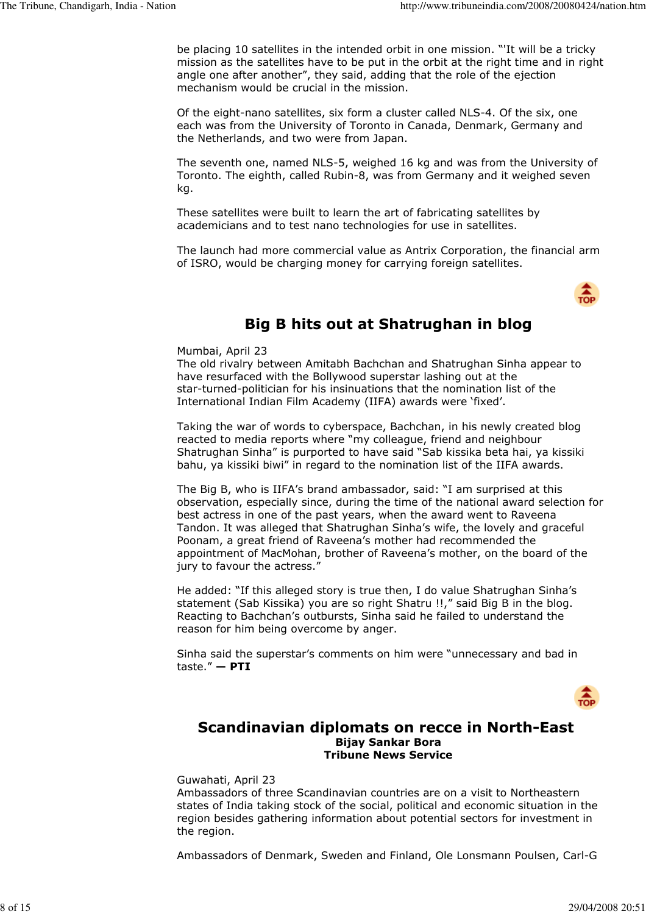be placing 10 satellites in the intended orbit in one mission. "'It will be a tricky mission as the satellites have to be put in the orbit at the right time and in right angle one after another", they said, adding that the role of the ejection mechanism would be crucial in the mission.

Of the eight-nano satellites, six form a cluster called NLS-4. Of the six, one each was from the University of Toronto in Canada, Denmark, Germany and the Netherlands, and two were from Japan.

The seventh one, named NLS-5, weighed 16 kg and was from the University of Toronto. The eighth, called Rubin-8, was from Germany and it weighed seven kg.

These satellites were built to learn the art of fabricating satellites by academicians and to test nano technologies for use in satellites.

The launch had more commercial value as Antrix Corporation, the financial arm of ISRO, would be charging money for carrying foreign satellites.

## Big B hits out at Shatrughan in blog

Mumbai, April 23
The old rivalry between Amitabh Bachchan and Shatrughan Sinha appear to have resurfaced with the Bollywood superstar lashing out at the star-turned-politician for his insinuations that the nomination list of the International Indian Film Academy (IIFA) awards were 'fixed'.

Taking the war of words to cyberspace, Bachchan, in his newly created blog reacted to media reports where "my colleague, friend and neighbour Shatrughan Sinha" is purported to have said "Sab kissika beta hai, ya kissiki bahu, ya kissiki biwi" in regard to the nomination list of the IIFA awards.

The Big B, who is IIFA's brand ambassador, said: "I am surprised at this observation, especially since, during the time of the national award selection for best actress in one of the past years, when the award went to Raveena Tandon. It was alleged that Shatrughan Sinha's wife, the lovely and graceful Poonam, a great friend of Raveena's mother had recommended the appointment of MacMohan, brother of Raveena's mother, on the board of the jury to favour the actress."

He added: "If this alleged story is true then, I do value Shatrughan Sinha's statement (Sab Kissika) you are so right Shatru !!," said Big B in the blog. Reacting to Bachchan's outbursts, Sinha said he failed to understand the reason for him being overcome by anger.

Sinha said the superstar's comments on him were "unnecessary and bad in taste." **— PTI**

## Scandinavian diplomats on recce in North-East

**Bijay Sankar Bora**
**Tribune News Service**

Guwahati, April 23
Ambassadors of three Scandinavian countries are on a visit to Northeastern states of India taking stock of the social, political and economic situation in the region besides gathering information about potential sectors for investment in the region.

Ambassadors of Denmark, Sweden and Finland, Ole Lonsmann Poulsen, Carl-G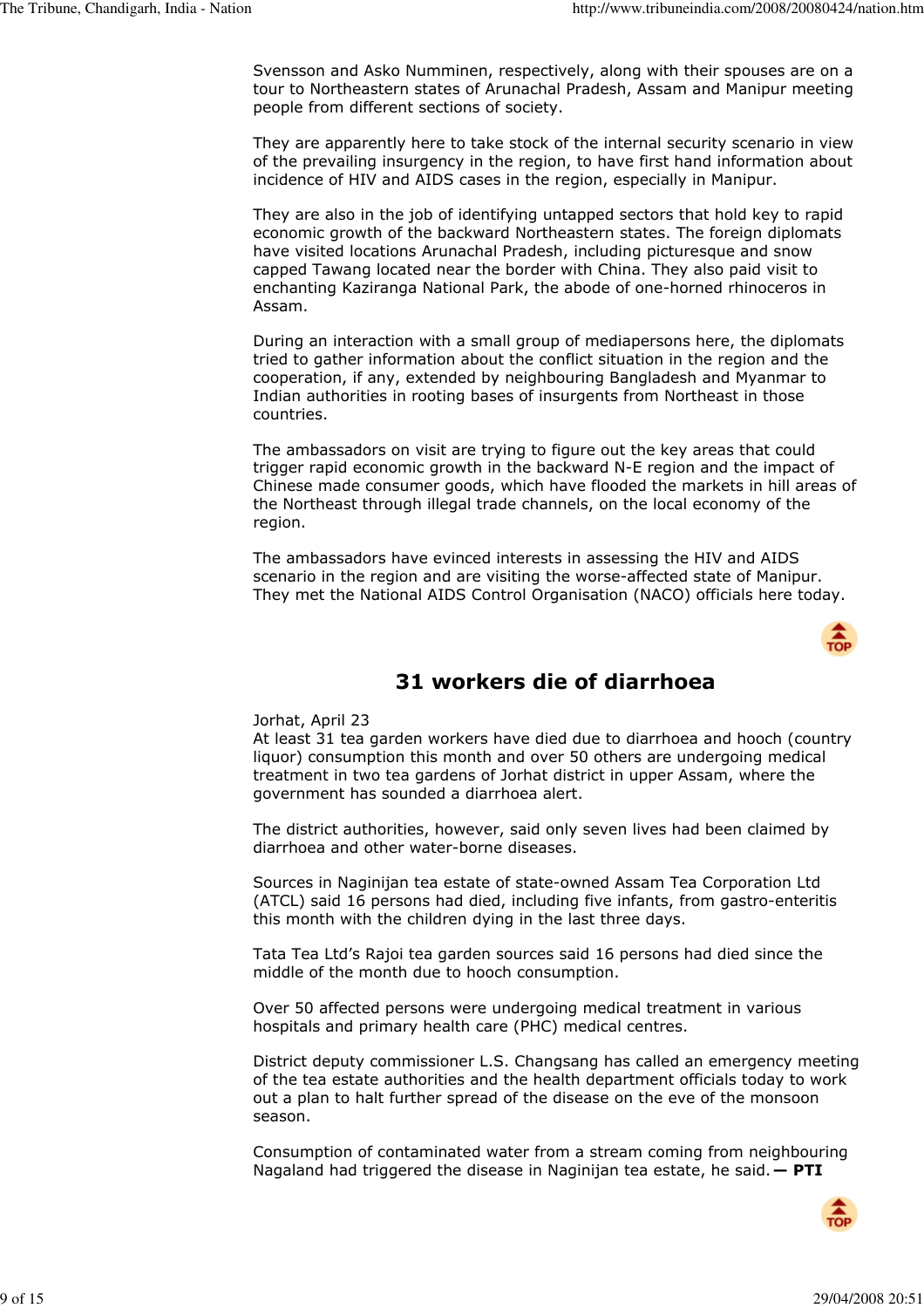Svensson and Asko Numminen, respectively, along with their spouses are on a tour to Northeastern states of Arunachal Pradesh, Assam and Manipur meeting people from different sections of society.

They are apparently here to take stock of the internal security scenario in view of the prevailing insurgency in the region, to have first hand information about incidence of HIV and AIDS cases in the region, especially in Manipur.

They are also in the job of identifying untapped sectors that hold key to rapid economic growth of the backward Northeastern states. The foreign diplomats have visited locations Arunachal Pradesh, including picturesque and snow capped Tawang located near the border with China. They also paid visit to enchanting Kaziranga National Park, the abode of one-horned rhinoceros in Assam.

During an interaction with a small group of mediapersons here, the diplomats tried to gather information about the conflict situation in the region and the cooperation, if any, extended by neighbouring Bangladesh and Myanmar to Indian authorities in rooting bases of insurgents from Northeast in those countries.

The ambassadors on visit are trying to figure out the key areas that could trigger rapid economic growth in the backward N-E region and the impact of Chinese made consumer goods, which have flooded the markets in hill areas of the Northeast through illegal trade channels, on the local economy of the region.

The ambassadors have evinced interests in assessing the HIV and AIDS scenario in the region and are visiting the worse-affected state of Manipur. They met the National AIDS Control Organisation (NACO) officials here today.

## 31 workers die of diarrhoea

Jorhat, April 23
At least 31 tea garden workers have died due to diarrhoea and hooch (country liquor) consumption this month and over 50 others are undergoing medical treatment in two tea gardens of Jorhat district in upper Assam, where the government has sounded a diarrhoea alert.

The district authorities, however, said only seven lives had been claimed by diarrhoea and other water-borne diseases.

Sources in Naginijan tea estate of state-owned Assam Tea Corporation Ltd (ATCL) said 16 persons had died, including five infants, from gastro-enteritis this month with the children dying in the last three days.

Tata Tea Ltd's Rajoi tea garden sources said 16 persons had died since the middle of the month due to hooch consumption.

Over 50 affected persons were undergoing medical treatment in various hospitals and primary health care (PHC) medical centres.

District deputy commissioner L.S. Changsang has called an emergency meeting of the tea estate authorities and the health department officials today to work out a plan to halt further spread of the disease on the eve of the monsoon season.

Consumption of contaminated water from a stream coming from neighbouring Nagaland had triggered the disease in Naginijan tea estate, he said. **— PTI**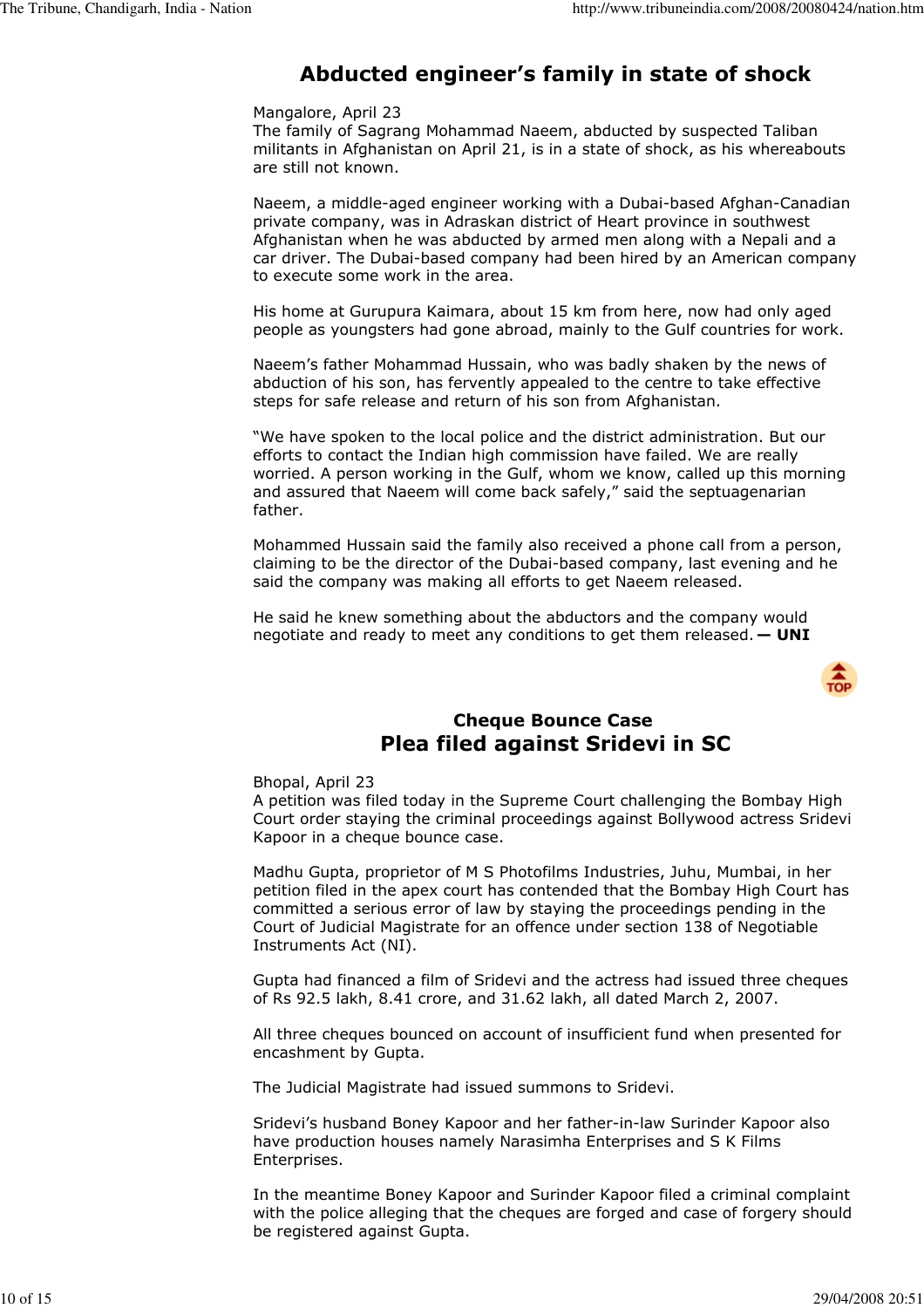## Abducted engineer's family in state of shock

Mangalore, April 23
The family of Sagrang Mohammad Naeem, abducted by suspected Taliban militants in Afghanistan on April 21, is in a state of shock, as his whereabouts are still not known.

Naeem, a middle-aged engineer working with a Dubai-based Afghan-Canadian private company, was in Adraskan district of Heart province in southwest Afghanistan when he was abducted by armed men along with a Nepali and a car driver. The Dubai-based company had been hired by an American company to execute some work in the area.

His home at Gurupura Kaimara, about 15 km from here, now had only aged people as youngsters had gone abroad, mainly to the Gulf countries for work.

Naeem's father Mohammad Hussain, who was badly shaken by the news of abduction of his son, has fervently appealed to the centre to take effective steps for safe release and return of his son from Afghanistan.

"We have spoken to the local police and the district administration. But our efforts to contact the Indian high commission have failed. We are really worried. A person working in the Gulf, whom we know, called up this morning and assured that Naeem will come back safely," said the septuagenarian father.

Mohammed Hussain said the family also received a phone call from a person, claiming to be the director of the Dubai-based company, last evening and he said the company was making all efforts to get Naeem released.

He said he knew something about the abductors and the company would negotiate and ready to meet any conditions to get them released. **— UNI**

### Cheque Bounce Case

## Plea filed against Sridevi in SC

Bhopal, April 23
A petition was filed today in the Supreme Court challenging the Bombay High Court order staying the criminal proceedings against Bollywood actress Sridevi Kapoor in a cheque bounce case.

Madhu Gupta, proprietor of M S Photofilms Industries, Juhu, Mumbai, in her petition filed in the apex court has contended that the Bombay High Court has committed a serious error of law by staying the proceedings pending in the Court of Judicial Magistrate for an offence under section 138 of Negotiable Instruments Act (NI).

Gupta had financed a film of Sridevi and the actress had issued three cheques of Rs 92.5 lakh, 8.41 crore, and 31.62 lakh, all dated March 2, 2007.

All three cheques bounced on account of insufficient fund when presented for encashment by Gupta.

The Judicial Magistrate had issued summons to Sridevi.

Sridevi's husband Boney Kapoor and her father-in-law Surinder Kapoor also have production houses namely Narasimha Enterprises and S K Films Enterprises.

In the meantime Boney Kapoor and Surinder Kapoor filed a criminal complaint with the police alleging that the cheques are forged and case of forgery should be registered against Gupta.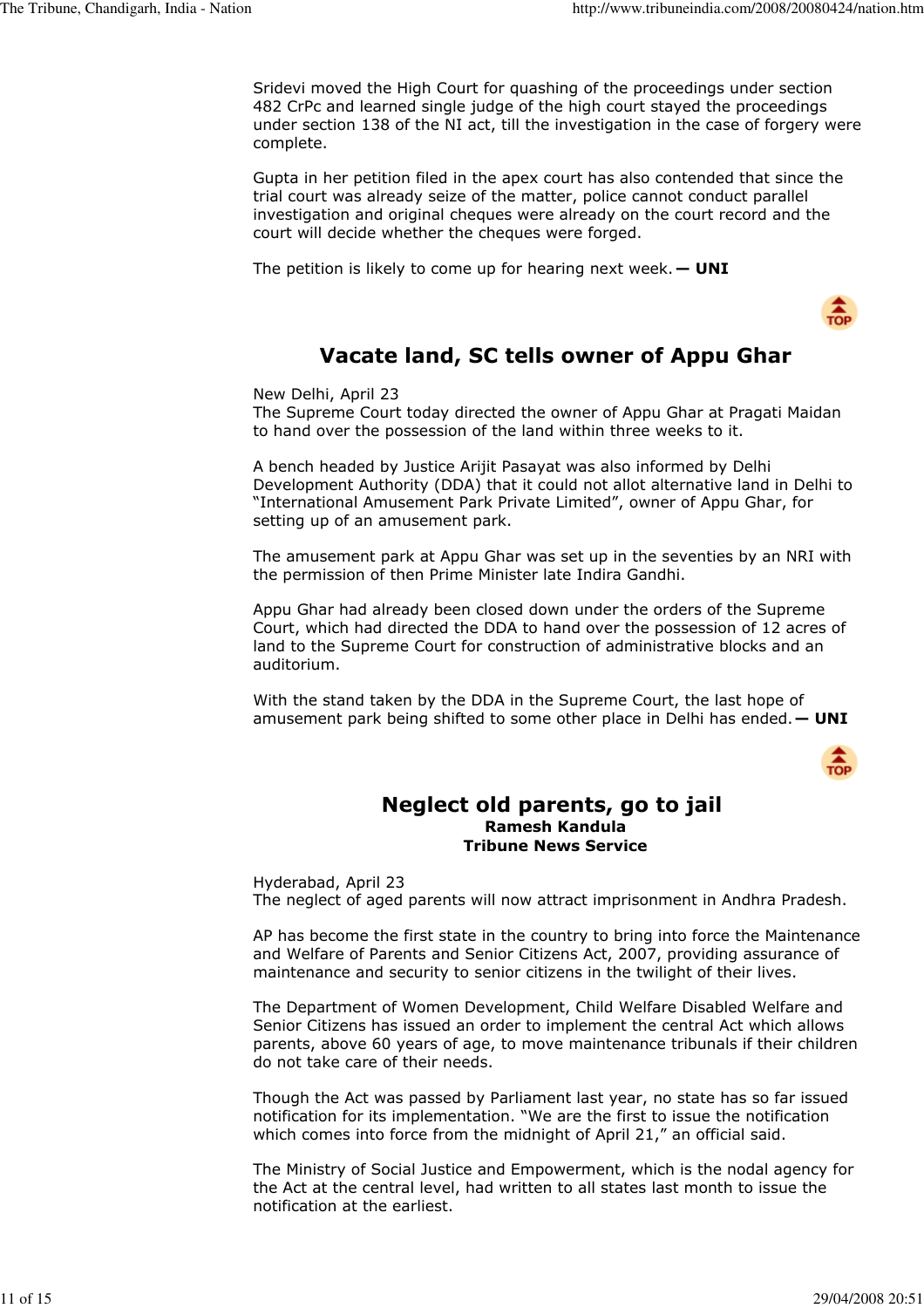Sridevi moved the High Court for quashing of the proceedings under section 482 CrPc and learned single judge of the high court stayed the proceedings under section 138 of the NI act, till the investigation in the case of forgery were complete.

Gupta in her petition filed in the apex court has also contended that since the trial court was already seize of the matter, police cannot conduct parallel investigation and original cheques were already on the court record and the court will decide whether the cheques were forged.

The petition is likely to come up for hearing next week. **— UNI**

## Vacate land, SC tells owner of Appu Ghar

New Delhi, April 23
The Supreme Court today directed the owner of Appu Ghar at Pragati Maidan to hand over the possession of the land within three weeks to it.

A bench headed by Justice Arijit Pasayat was also informed by Delhi Development Authority (DDA) that it could not allot alternative land in Delhi to "International Amusement Park Private Limited", owner of Appu Ghar, for setting up of an amusement park.

The amusement park at Appu Ghar was set up in the seventies by an NRI with the permission of then Prime Minister late Indira Gandhi.

Appu Ghar had already been closed down under the orders of the Supreme Court, which had directed the DDA to hand over the possession of 12 acres of land to the Supreme Court for construction of administrative blocks and an auditorium.

With the stand taken by the DDA in the Supreme Court, the last hope of amusement park being shifted to some other place in Delhi has ended. **— UNI**

## Neglect old parents, go to jail

**Ramesh Kandula**
**Tribune News Service**

Hyderabad, April 23
The neglect of aged parents will now attract imprisonment in Andhra Pradesh.

AP has become the first state in the country to bring into force the Maintenance and Welfare of Parents and Senior Citizens Act, 2007, providing assurance of maintenance and security to senior citizens in the twilight of their lives.

The Department of Women Development, Child Welfare Disabled Welfare and Senior Citizens has issued an order to implement the central Act which allows parents, above 60 years of age, to move maintenance tribunals if their children do not take care of their needs.

Though the Act was passed by Parliament last year, no state has so far issued notification for its implementation. "We are the first to issue the notification which comes into force from the midnight of April 21," an official said.

The Ministry of Social Justice and Empowerment, which is the nodal agency for the Act at the central level, had written to all states last month to issue the notification at the earliest.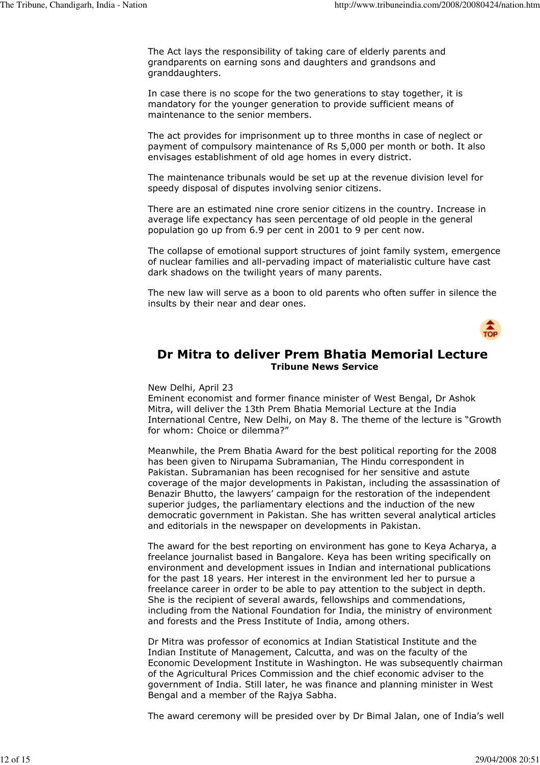The Act lays the responsibility of taking care of elderly parents and grandparents on earning sons and daughters and grandsons and granddaughters.

In case there is no scope for the two generations to stay together, it is mandatory for the younger generation to provide sufficient means of maintenance to the senior members.

The act provides for imprisonment up to three months in case of neglect or payment of compulsory maintenance of Rs 5,000 per month or both. It also envisages establishment of old age homes in every district.

The maintenance tribunals would be set up at the revenue division level for speedy disposal of disputes involving senior citizens.

There are an estimated nine crore senior citizens in the country. Increase in average life expectancy has seen percentage of old people in the general population go up from 6.9 per cent in 2001 to 9 per cent now.

The collapse of emotional support structures of joint family system, emergence of nuclear families and all-pervading impact of materialistic culture have cast dark shadows on the twilight years of many parents.

The new law will serve as a boon to old parents who often suffer in silence the insults by their near and dear ones.

## Dr Mitra to deliver Prem Bhatia Memorial Lecture

**Tribune News Service**

New Delhi, April 23
Eminent economist and former finance minister of West Bengal, Dr Ashok Mitra, will deliver the 13th Prem Bhatia Memorial Lecture at the India International Centre, New Delhi, on May 8. The theme of the lecture is "Growth for whom: Choice or dilemma?"

Meanwhile, the Prem Bhatia Award for the best political reporting for the 2008 has been given to Nirupama Subramanian, The Hindu correspondent in Pakistan. Subramanian has been recognised for her sensitive and astute coverage of the major developments in Pakistan, including the assassination of Benazir Bhutto, the lawyers' campaign for the restoration of the independent superior judges, the parliamentary elections and the induction of the new democratic government in Pakistan. She has written several analytical articles and editorials in the newspaper on developments in Pakistan.

The award for the best reporting on environment has gone to Keya Acharya, a freelance journalist based in Bangalore. Keya has been writing specifically on environment and development issues in Indian and international publications for the past 18 years. Her interest in the environment led her to pursue a freelance career in order to be able to pay attention to the subject in depth. She is the recipient of several awards, fellowships and commendations, including from the National Foundation for India, the ministry of environment and forests and the Press Institute of India, among others.

Dr Mitra was professor of economics at Indian Statistical Institute and the Indian Institute of Management, Calcutta, and was on the faculty of the Economic Development Institute in Washington. He was subsequently chairman of the Agricultural Prices Commission and the chief economic adviser to the government of India. Still later, he was finance and planning minister in West Bengal and a member of the Rajya Sabha.

The award ceremony will be presided over by Dr Bimal Jalan, one of India's well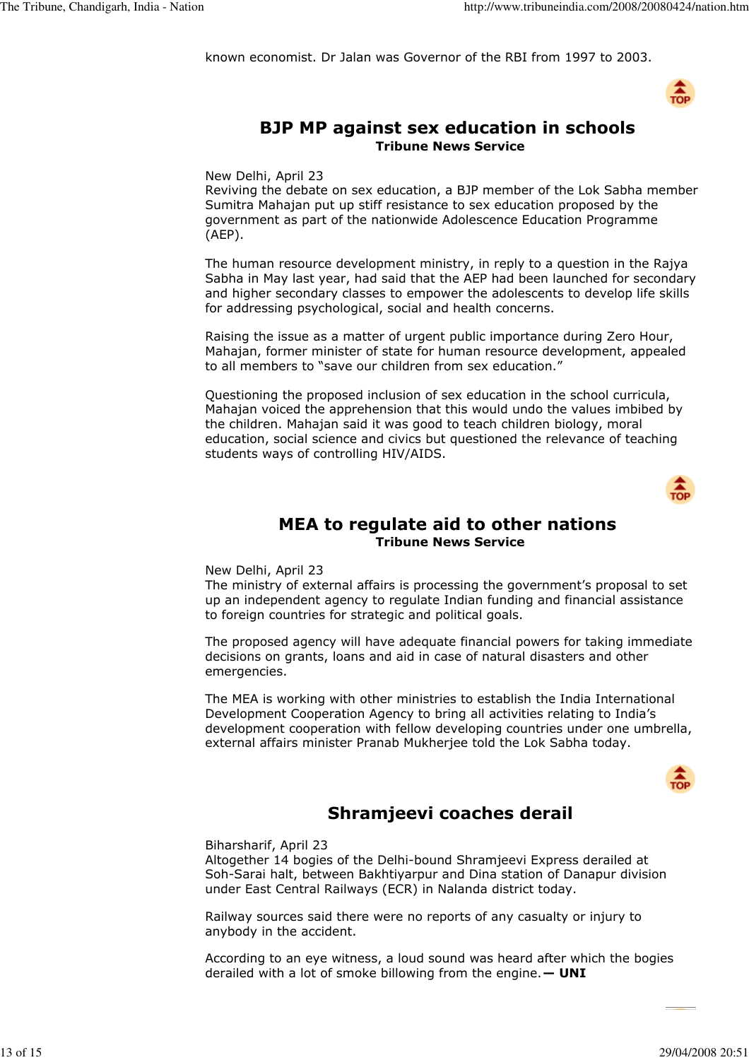known economist. Dr Jalan was Governor of the RBI from 1997 to 2003.

## BJP MP against sex education in schools

**Tribune News Service**

New Delhi, April 23
Reviving the debate on sex education, a BJP member of the Lok Sabha member Sumitra Mahajan put up stiff resistance to sex education proposed by the government as part of the nationwide Adolescence Education Programme (AEP).

The human resource development ministry, in reply to a question in the Rajya Sabha in May last year, had said that the AEP had been launched for secondary and higher secondary classes to empower the adolescents to develop life skills for addressing psychological, social and health concerns.

Raising the issue as a matter of urgent public importance during Zero Hour, Mahajan, former minister of state for human resource development, appealed to all members to "save our children from sex education."

Questioning the proposed inclusion of sex education in the school curricula, Mahajan voiced the apprehension that this would undo the values imbibed by the children. Mahajan said it was good to teach children biology, moral education, social science and civics but questioned the relevance of teaching students ways of controlling HIV/AIDS.

## MEA to regulate aid to other nations

**Tribune News Service**

New Delhi, April 23
The ministry of external affairs is processing the government's proposal to set up an independent agency to regulate Indian funding and financial assistance to foreign countries for strategic and political goals.

The proposed agency will have adequate financial powers for taking immediate decisions on grants, loans and aid in case of natural disasters and other emergencies.

The MEA is working with other ministries to establish the India International Development Cooperation Agency to bring all activities relating to India's development cooperation with fellow developing countries under one umbrella, external affairs minister Pranab Mukherjee told the Lok Sabha today.

## Shramjeevi coaches derail

Biharsharif, April 23
Altogether 14 bogies of the Delhi-bound Shramjeevi Express derailed at Soh-Sarai halt, between Bakhtiyarpur and Dina station of Danapur division under East Central Railways (ECR) in Nalanda district today.

Railway sources said there were no reports of any casualty or injury to anybody in the accident.

According to an eye witness, a loud sound was heard after which the bogies derailed with a lot of smoke billowing from the engine. **— UNI**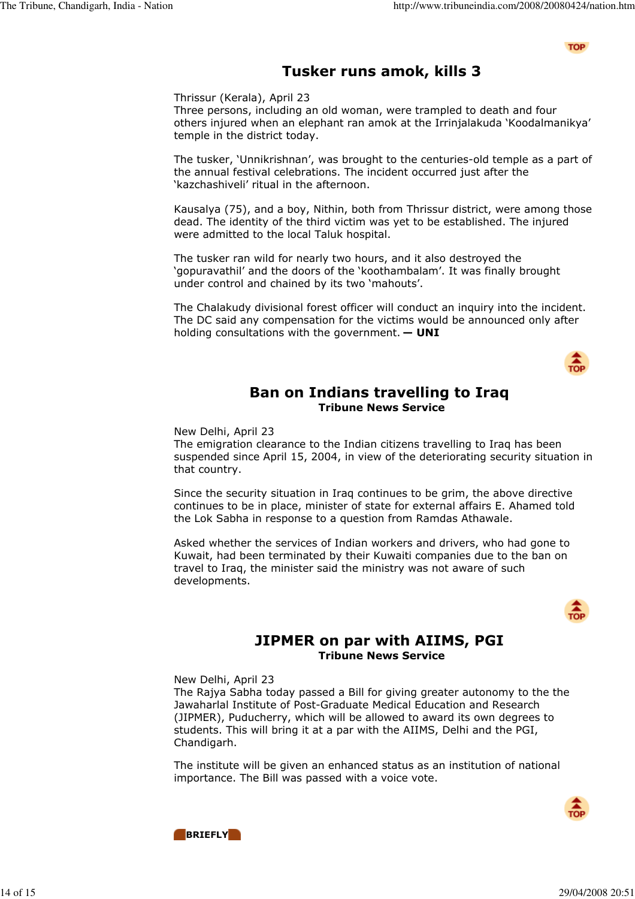## Tusker runs amok, kills 3

Thrissur (Kerala), April 23
Three persons, including an old woman, were trampled to death and four others injured when an elephant ran amok at the Irrinjalakuda 'Koodalmanikya' temple in the district today.

The tusker, 'Unnikrishnan', was brought to the centuries-old temple as a part of the annual festival celebrations. The incident occurred just after the 'kazchashiveli' ritual in the afternoon.

Kausalya (75), and a boy, Nithin, both from Thrissur district, were among those dead. The identity of the third victim was yet to be established. The injured were admitted to the local Taluk hospital.

The tusker ran wild for nearly two hours, and it also destroyed the 'gopuravathil' and the doors of the 'koothambalam'. It was finally brought under control and chained by its two 'mahouts'.

The Chalakudy divisional forest officer will conduct an inquiry into the incident. The DC said any compensation for the victims would be announced only after holding consultations with the government. **— UNI**

## Ban on Indians travelling to Iraq

**Tribune News Service**

New Delhi, April 23
The emigration clearance to the Indian citizens travelling to Iraq has been suspended since April 15, 2004, in view of the deteriorating security situation in that country.

Since the security situation in Iraq continues to be grim, the above directive continues to be in place, minister of state for external affairs E. Ahamed told the Lok Sabha in response to a question from Ramdas Athawale.

Asked whether the services of Indian workers and drivers, who had gone to Kuwait, had been terminated by their Kuwaiti companies due to the ban on travel to Iraq, the minister said the ministry was not aware of such developments.

## JIPMER on par with AIIMS, PGI

**Tribune News Service**

New Delhi, April 23
The Rajya Sabha today passed a Bill for giving greater autonomy to the the Jawaharlal Institute of Post-Graduate Medical Education and Research (JIPMER), Puducherry, which will be allowed to award its own degrees to students. This will bring it at a par with the AIIMS, Delhi and the PGI, Chandigarh.

The institute will be given an enhanced status as an institution of national importance. The Bill was passed with a voice vote.

**BRIEFLY**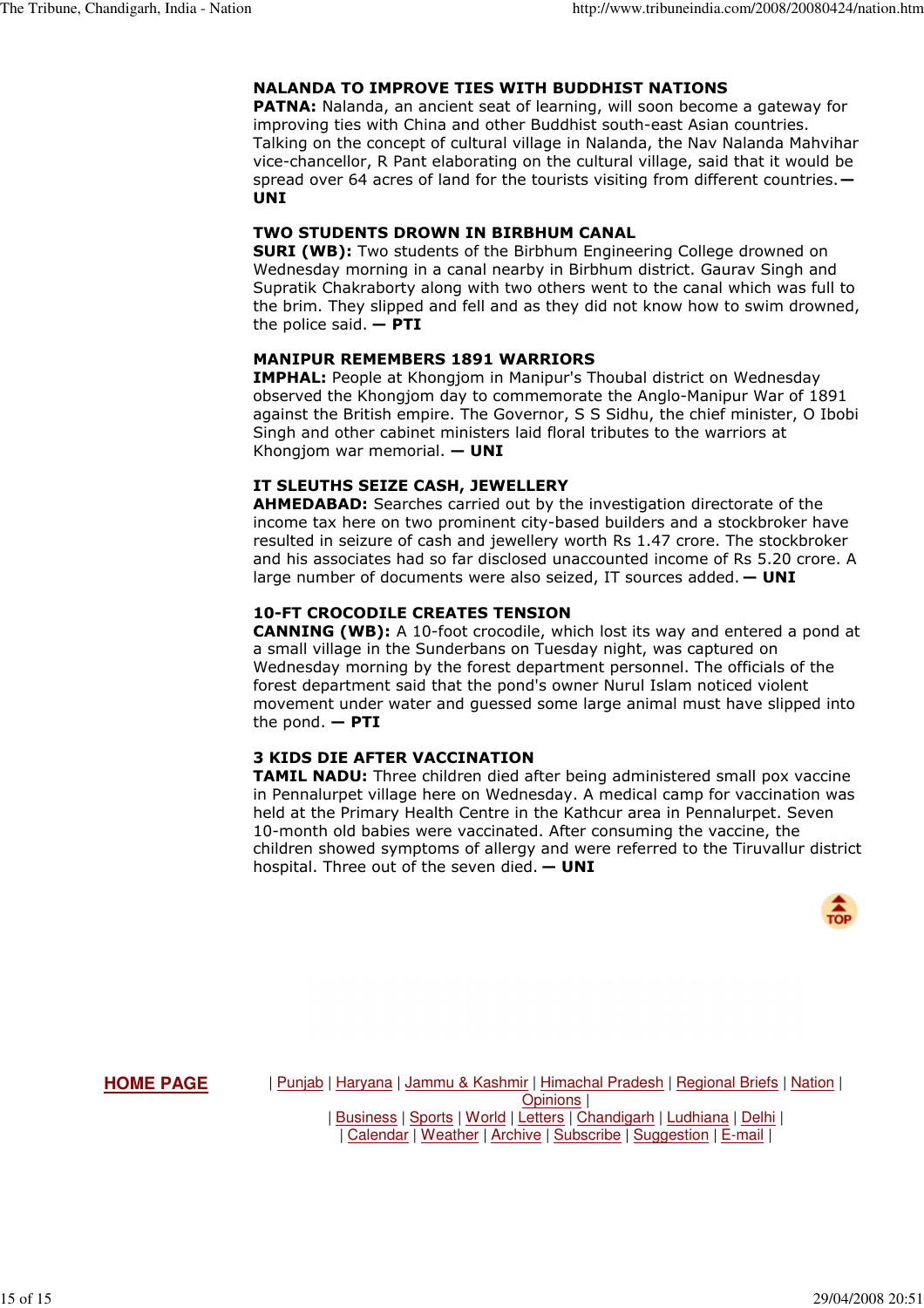### NALANDA TO IMPROVE TIES WITH BUDDHIST NATIONS

**PATNA:** Nalanda, an ancient seat of learning, will soon become a gateway for improving ties with China and other Buddhist south-east Asian countries. Talking on the concept of cultural village in Nalanda, the Nav Nalanda Mahvihar vice-chancellor, R Pant elaborating on the cultural village, said that it would be spread over 64 acres of land for the tourists visiting from different countries. **— UNI**

### TWO STUDENTS DROWN IN BIRBHUM CANAL

**SURI (WB):** Two students of the Birbhum Engineering College drowned on Wednesday morning in a canal nearby in Birbhum district. Gaurav Singh and Supratik Chakraborty along with two others went to the canal which was full to the brim. They slipped and fell and as they did not know how to swim drowned, the police said. **— PTI**

### MANIPUR REMEMBERS 1891 WARRIORS

**IMPHAL:** People at Khongjom in Manipur's Thoubal district on Wednesday observed the Khongjom day to commemorate the Anglo-Manipur War of 1891 against the British empire. The Governor, S S Sidhu, the chief minister, O Ibobi Singh and other cabinet ministers laid floral tributes to the warriors at Khongjom war memorial. **— UNI**

### IT SLEUTHS SEIZE CASH, JEWELLERY

**AHMEDABAD:** Searches carried out by the investigation directorate of the income tax here on two prominent city-based builders and a stockbroker have resulted in seizure of cash and jewellery worth Rs 1.47 crore. The stockbroker and his associates had so far disclosed unaccounted income of Rs 5.20 crore. A large number of documents were also seized, IT sources added. **— UNI**

### 10-FT CROCODILE CREATES TENSION

**CANNING (WB):** A 10-foot crocodile, which lost its way and entered a pond at a small village in the Sunderbans on Tuesday night, was captured on Wednesday morning by the forest department personnel. The officials of the forest department said that the pond's owner Nurul Islam noticed violent movement under water and guessed some large animal must have slipped into the pond. **— PTI**

### 3 KIDS DIE AFTER VACCINATION

**TAMIL NADU:** Three children died after being administered small pox vaccine in Pennalurpet village here on Wednesday. A medical camp for vaccination was held at the Primary Health Centre in the Kathcur area in Pennalurpet. Seven 10-month old babies were vaccinated. After consuming the vaccine, the children showed symptoms of allergy and were referred to the Tiruvallur district hospital. Three out of the seven died. **— UNI**

**HOME PAGE**

| Punjab | Haryana | Jammu & Kashmir | Himachal Pradesh | Regional Briefs | Nation | Opinions |
| Business | Sports | World | Letters | Chandigarh | Ludhiana | Delhi |
| Calendar | Weather | Archive | Subscribe | Suggestion | E-mail |